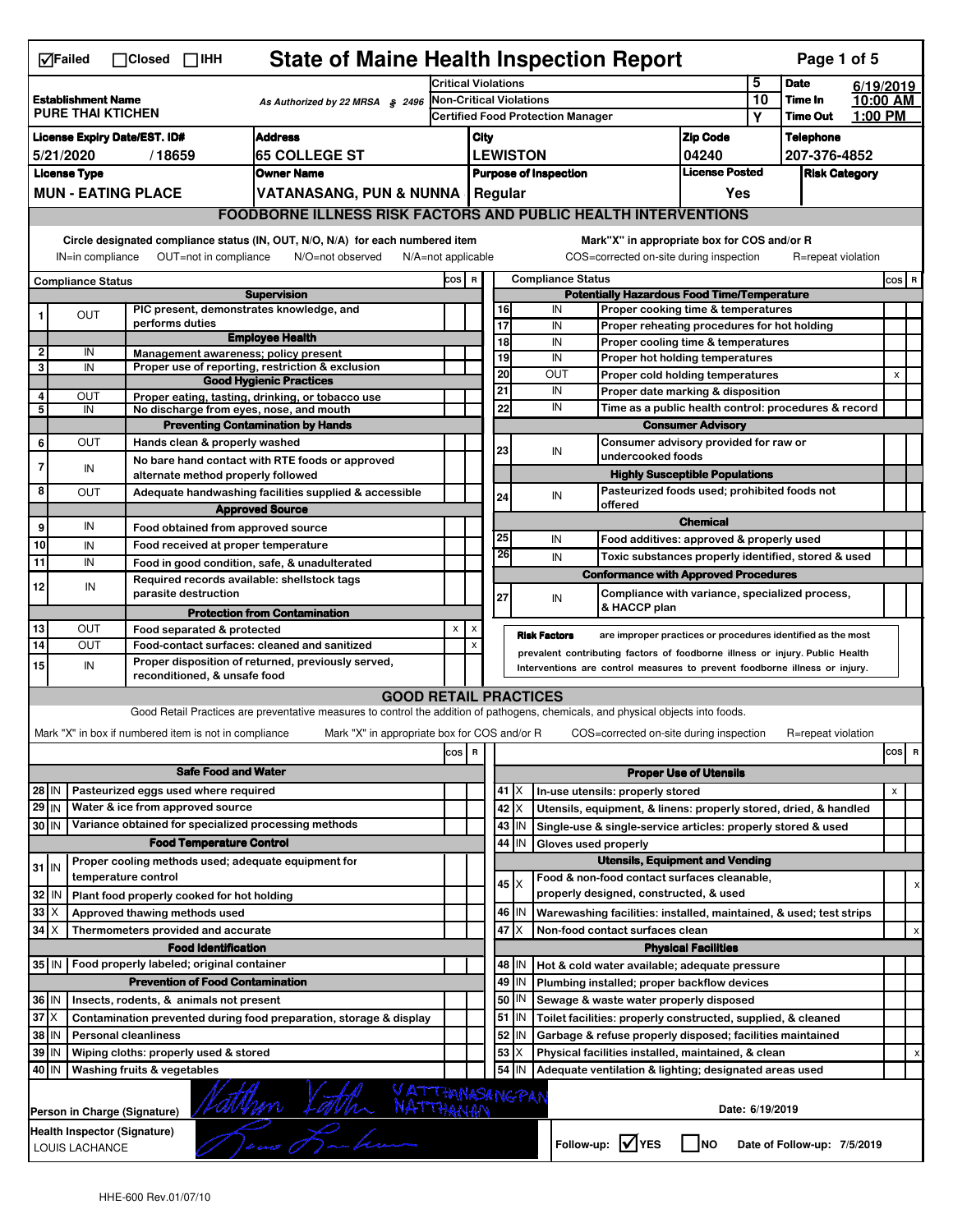☑Failed ☐Closed ☐IHH

# State of Maine Health Inspection Report

| Establishment Name | As Authorized by 22 MRSA § 2496 | Critical Violations | 5 | Date | 6/19/2019 |
|---|---|---|---|---|---|
| PURE THAI KTICHEN | | Non-Critical Violations | 10 | Time In | 10:00 AM |
| | | Certified Food Protection Manager | Y | Time Out | 1:00 PM |

| License Expiry Date/EST. ID# | Address | City | Zip Code | Telephone |
|---|---|---|---|---|
| 5/21/2020 / 18659 | 65 COLLEGE ST | LEWISTON | 04240 | 207-376-4852 |

| License Type | Owner Name | Purpose of Inspection | License Posted | Risk Category |
|---|---|---|---|---|
| MUN - EATING PLACE | VATANASANG, PUN & NUNNA | Regular | Yes | |

## FOODBORNE ILLNESS RISK FACTORS AND PUBLIC HEALTH INTERVENTIONS

Circle designated compliance status (IN, OUT, N/O, N/A) for each numbered item — IN=in compliance, OUT=not in compliance, N/O=not observed, N/A=not applicable

Mark "X" in appropriate box for COS and/or R — COS=corrected on-site during inspection, R=repeat violation

| # | Compliance Status | Item | COS | R |
|---|---|---|---|---|
| | | **Supervision** | | |
| 1 | OUT | PIC present, demonstrates knowledge, and performs duties | | |
| | | **Employee Health** | | |
| 2 | IN | Management awareness; policy present | | |
| 3 | IN | Proper use of reporting, restriction & exclusion | | |
| | | **Good Hygienic Practices** | | |
| 4 | OUT | Proper eating, tasting, drinking, or tobacco use | | |
| 5 | IN | No discharge from eyes, nose, and mouth | | |
| | | **Preventing Contamination by Hands** | | |
| 6 | OUT | Hands clean & properly washed | | |
| 7 | IN | No bare hand contact with RTE foods or approved alternate method properly followed | | |
| 8 | OUT | Adequate handwashing facilities supplied & accessible | | |
| | | **Approved Source** | | |
| 9 | IN | Food obtained from approved source | | |
| 10 | IN | Food received at proper temperature | | |
| 11 | IN | Food in good condition, safe, & unadulterated | | |
| 12 | IN | Required records available: shellstock tags parasite destruction | | |
| | | **Protection from Contamination** | | |
| 13 | OUT | Food separated & protected | X | X |
| 14 | OUT | Food-contact surfaces: cleaned and sanitized | | X |
| 15 | IN | Proper disposition of returned, previously served, reconditioned, & unsafe food | | |
| | | **Potentially Hazardous Food Time/Temperature** | | |
| 16 | IN | Proper cooking time & temperatures | | |
| 17 | IN | Proper reheating procedures for hot holding | | |
| 18 | IN | Proper cooling time & temperatures | | |
| 19 | IN | Proper hot holding temperatures | | |
| 20 | OUT | Proper cold holding temperatures | X | |
| 21 | IN | Proper date marking & disposition | | |
| 22 | IN | Time as a public health control: procedures & record | | |
| | | **Consumer Advisory** | | |
| 23 | IN | Consumer advisory provided for raw or undercooked foods | | |
| | | **Highly Susceptible Populations** | | |
| 24 | IN | Pasteurized foods used; prohibited foods not offered | | |
| | | **Chemical** | | |
| 25 | IN | Food additives: approved & properly used | | |
| 26 | IN | Toxic substances properly identified, stored & used | | |
| | | **Conformance with Approved Procedures** | | |
| 27 | IN | Compliance with variance, specialized process, & HACCP plan | | |

**Risk Factors** are improper practices or procedures identified as the most prevalent contributing factors of foodborne illness or injury. Public Health Interventions are control measures to prevent foodborne illness or injury.

## GOOD RETAIL PRACTICES

Good Retail Practices are preventative measures to control the addition of pathogens, chemicals, and physical objects into foods.

Mark "X" in box if numbered item is not in compliance — Mark "X" in appropriate box for COS and/or R — COS=corrected on-site during inspection — R=repeat violation

| # | Status | Item | COS | R |
|---|---|---|---|---|
| | | **Safe Food and Water** | | |
| 28 | IN | Pasteurized eggs used where required | | |
| 29 | IN | Water & ice from approved source | | |
| 30 | IN | Variance obtained for specialized processing methods | | |
| | | **Food Temperature Control** | | |
| 31 | IN | Proper cooling methods used; adequate equipment for temperature control | | |
| 32 | IN | Plant food properly cooked for hot holding | | |
| 33 | X | Approved thawing methods used | | |
| 34 | X | Thermometers provided and accurate | | |
| | | **Food Identification** | | |
| 35 | IN | Food properly labeled; original container | | |
| | | **Prevention of Food Contamination** | | |
| 36 | IN | Insects, rodents, & animals not present | | |
| 37 | X | Contamination prevented during food preparation, storage & display | | |
| 38 | IN | Personal cleanliness | | |
| 39 | IN | Wiping cloths: properly used & stored | | |
| 40 | IN | Washing fruits & vegetables | | |
| | | **Proper Use of Utensils** | | |
| 41 | X | In-use utensils: properly stored | X | |
| 42 | X | Utensils, equipment, & linens: properly stored, dried, & handled | | |
| 43 | IN | Single-use & single-service articles: properly stored & used | | |
| 44 | IN | Gloves used properly | | |
| | | **Utensils, Equipment and Vending** | | |
| 45 | X | Food & non-food contact surfaces cleanable, properly designed, constructed, & used | | X |
| 46 | IN | Warewashing facilities: installed, maintained, & used; test strips | | |
| 47 | X | Non-food contact surfaces clean | | X |
| | | **Physical Facilities** | | |
| 48 | IN | Hot & cold water available; adequate pressure | | |
| 49 | IN | Plumbing installed; proper backflow devices | | |
| 50 | IN | Sewage & waste water properly disposed | | |
| 51 | IN | Toilet facilities: properly constructed, supplied, & cleaned | | |
| 52 | IN | Garbage & refuse properly disposed; facilities maintained | | |
| 53 | X | Physical facilities installed, maintained, & clean | | X |
| 54 | IN | Adequate ventilation & lighting; designated areas used | | |

Person in Charge (Signature): VATTHANASANGPAN NATTHANAN — Date: 6/19/2019

Health Inspector (Signature): LOUIS LACHANCE — Follow-up: ☑YES ☐NO — Date of Follow-up: 7/5/2019

HHE-600 Rev.01/07/10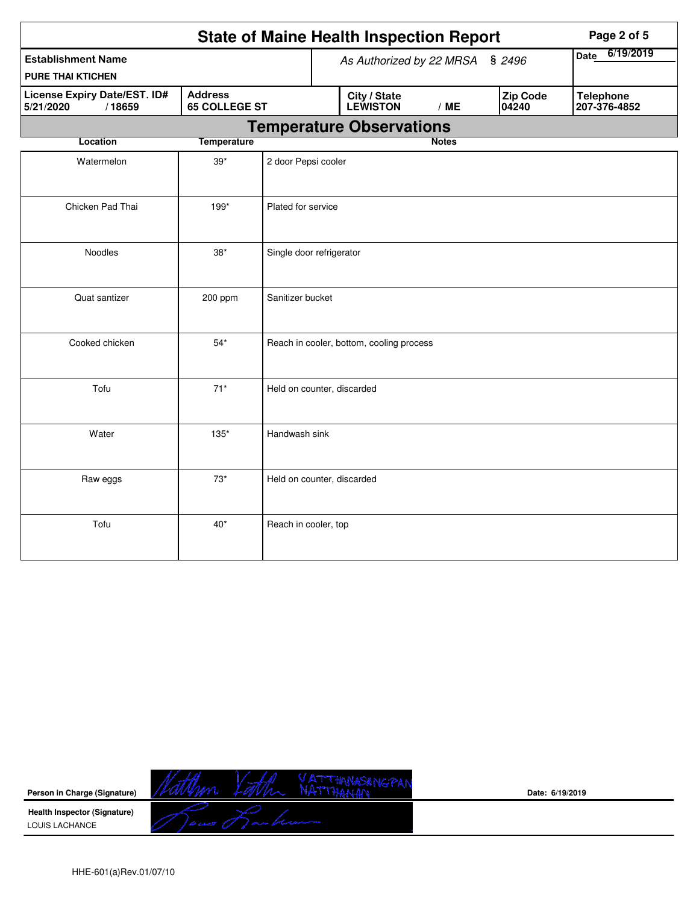# State of Maine Health Inspection Report

| Establishment Name | As Authorized by 22 MRSA § 2496 | | | Date 6/19/2019 |
|---|---|---|---|---|
| PURE THAI KTICHEN | | | | |
| License Expiry Date/EST. ID# 5/21/2020 / 18659 | Address 65 COLLEGE ST | City / State LEWISTON / ME | Zip Code 04240 | Telephone 207-376-4852 |

## Temperature Observations

| Location | Temperature | Notes |
|---|---|---|
| Watermelon | 39* | 2 door Pepsi cooler |
| Chicken Pad Thai | 199* | Plated for service |
| Noodles | 38* | Single door refrigerator |
| Quat santizer | 200 ppm | Sanitizer bucket |
| Cooked chicken | 54* | Reach in cooler, bottom, cooling process |
| Tofu | 71* | Held on counter, discarded |
| Water | 135* | Handwash sink |
| Raw eggs | 73* | Held on counter, discarded |
| Tofu | 40* | Reach in cooler, top |

Person in Charge (Signature) VATTHANASENGPAN NATTHANAN Date: 6/19/2019

Health Inspector (Signature) LOUIS LACHANCE

HHE-601(a)Rev.01/07/10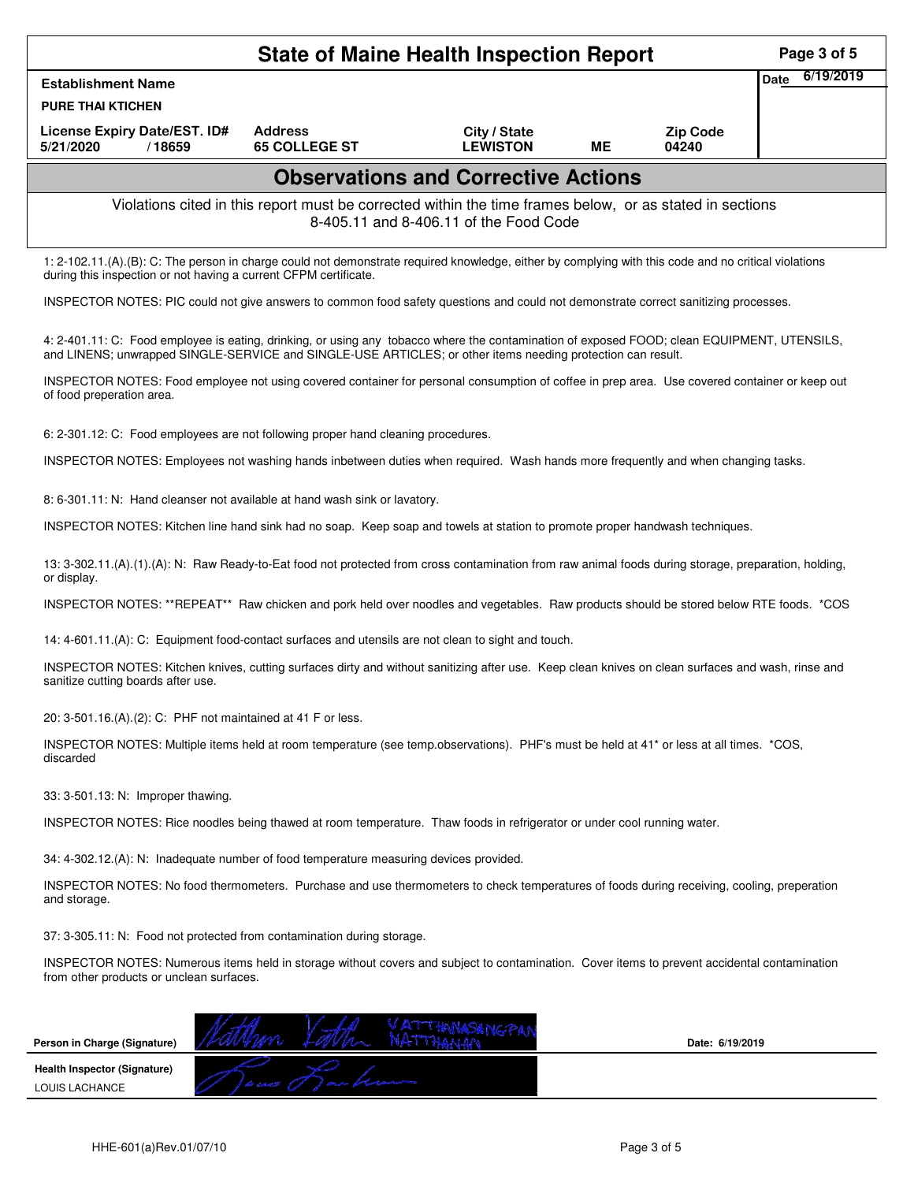# State of Maine Health Inspection Report

| Establishment Name | | | | | Date 6/19/2019 |
|---|---|---|---|---|---|
| PURE THAI KTICHEN | | | | | |
| License Expiry Date/EST. ID# | Address | City / State | | Zip Code | |
| 5/21/2020 / 18659 | 65 COLLEGE ST | LEWISTON | ME | 04240 | |

## Observations and Corrective Actions

Violations cited in this report must be corrected within the time frames below, or as stated in sections 8-405.11 and 8-406.11 of the Food Code

1: 2-102.11.(A).(B): C: The person in charge could not demonstrate required knowledge, either by complying with this code and no critical violations during this inspection or not having a current CFPM certificate.

INSPECTOR NOTES: PIC could not give answers to common food safety questions and could not demonstrate correct sanitizing processes.

4: 2-401.11: C: Food employee is eating, drinking, or using any tobacco where the contamination of exposed FOOD; clean EQUIPMENT, UTENSILS, and LINENS; unwrapped SINGLE-SERVICE and SINGLE-USE ARTICLES; or other items needing protection can result.

INSPECTOR NOTES: Food employee not using covered container for personal consumption of coffee in prep area. Use covered container or keep out of food preperation area.

6: 2-301.12: C: Food employees are not following proper hand cleaning procedures.

INSPECTOR NOTES: Employees not washing hands inbetween duties when required. Wash hands more frequently and when changing tasks.

8: 6-301.11: N: Hand cleanser not available at hand wash sink or lavatory.

INSPECTOR NOTES: Kitchen line hand sink had no soap. Keep soap and towels at station to promote proper handwash techniques.

13: 3-302.11.(A).(1).(A): N: Raw Ready-to-Eat food not protected from cross contamination from raw animal foods during storage, preparation, holding, or display.

INSPECTOR NOTES: **REPEAT** Raw chicken and pork held over noodles and vegetables. Raw products should be stored below RTE foods. *COS

14: 4-601.11.(A): C: Equipment food-contact surfaces and utensils are not clean to sight and touch.

INSPECTOR NOTES: Kitchen knives, cutting surfaces dirty and without sanitizing after use. Keep clean knives on clean surfaces and wash, rinse and sanitize cutting boards after use.

20: 3-501.16.(A).(2): C: PHF not maintained at 41 F or less.

INSPECTOR NOTES: Multiple items held at room temperature (see temp.observations). PHF's must be held at 41* or less at all times. *COS, discarded

33: 3-501.13: N: Improper thawing.

INSPECTOR NOTES: Rice noodles being thawed at room temperature. Thaw foods in refrigerator or under cool running water.

34: 4-302.12.(A): N: Inadequate number of food temperature measuring devices provided.

INSPECTOR NOTES: No food thermometers. Purchase and use thermometers to check temperatures of foods during receiving, cooling, preperation and storage.

37: 3-305.11: N: Food not protected from contamination during storage.

INSPECTOR NOTES: Numerous items held in storage without covers and subject to contamination. Cover items to prevent accidental contamination from other products or unclean surfaces.

| | | |
|---|---|---|
| Person in Charge (Signature) | [signature] VATTHANASANGPAN NATTHANAN | Date: 6/19/2019 |
| Health Inspector (Signature) LOUIS LACHANCE | [signature] | |

HHE-601(a)Rev.01/07/10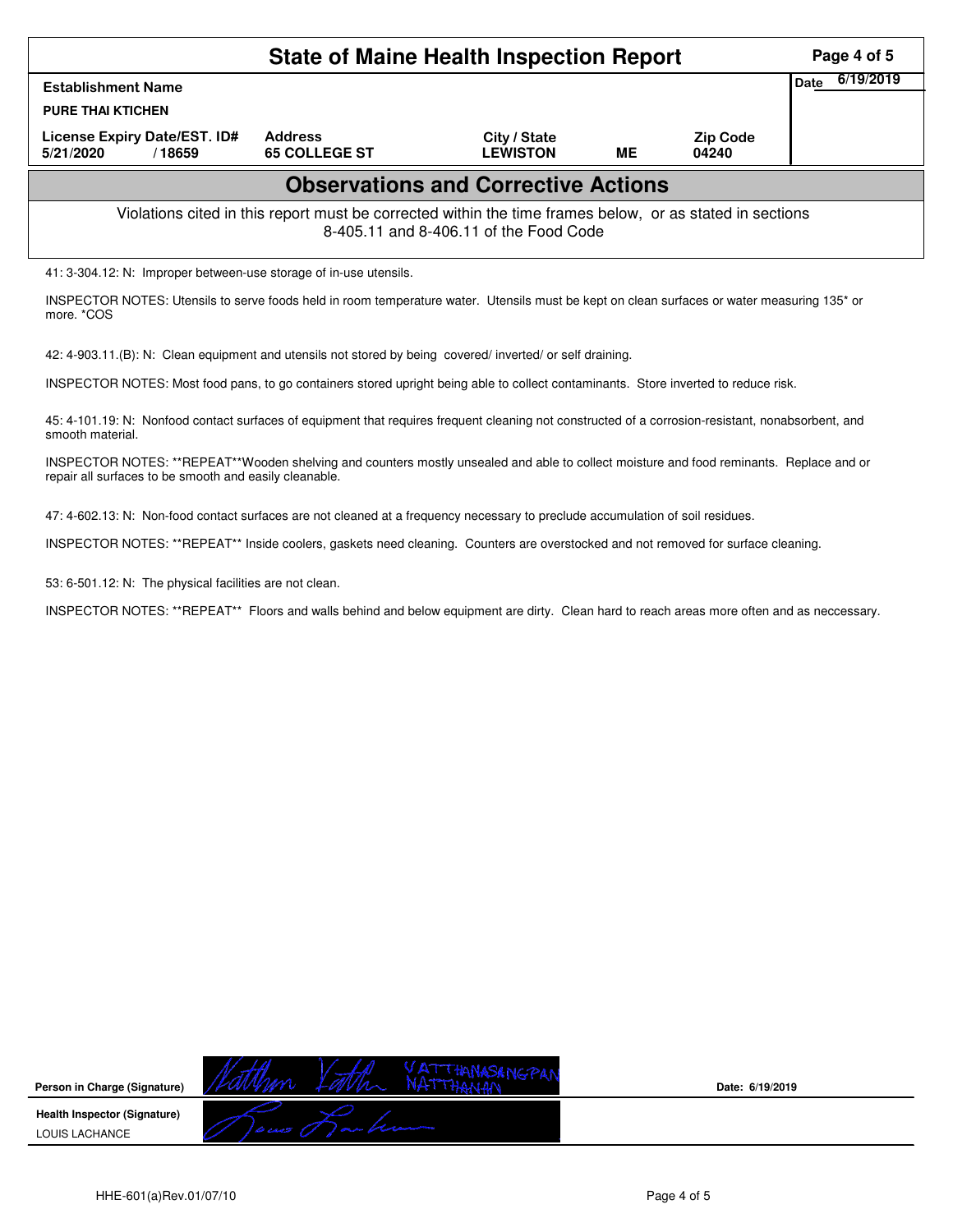# State of Maine Health Inspection Report

| Establishment Name | | | | | Date 6/19/2019 |
|---|---|---|---|---|---|
| PURE THAI KTICHEN | | | | | |
| License Expiry Date/EST. ID# | Address | City / State | | Zip Code | |
| 5/21/2020 / 18659 | 65 COLLEGE ST | LEWISTON | ME | 04240 | |

## Observations and Corrective Actions

Violations cited in this report must be corrected within the time frames below, or as stated in sections 8-405.11 and 8-406.11 of the Food Code

41: 3-304.12: N: Improper between-use storage of in-use utensils.

INSPECTOR NOTES: Utensils to serve foods held in room temperature water. Utensils must be kept on clean surfaces or water measuring 135* or more. *COS

42: 4-903.11.(B): N: Clean equipment and utensils not stored by being covered/ inverted/ or self draining.

INSPECTOR NOTES: Most food pans, to go containers stored upright being able to collect contaminants. Store inverted to reduce risk.

45: 4-101.19: N: Nonfood contact surfaces of equipment that requires frequent cleaning not constructed of a corrosion-resistant, nonabsorbent, and smooth material.

INSPECTOR NOTES: **REPEAT**Wooden shelving and counters mostly unsealed and able to collect moisture and food reminants. Replace and or repair all surfaces to be smooth and easily cleanable.

47: 4-602.13: N: Non-food contact surfaces are not cleaned at a frequency necessary to preclude accumulation of soil residues.

INSPECTOR NOTES: **REPEAT** Inside coolers, gaskets need cleaning. Counters are overstocked and not removed for surface cleaning.

53: 6-501.12: N: The physical facilities are not clean.

INSPECTOR NOTES: **REPEAT** Floors and walls behind and below equipment are dirty. Clean hard to reach areas more often and as neccessary.

**Person in Charge (Signature)** VATTHANASANGPAN NATTHANAN &nbsp;&nbsp;&nbsp; **Date: 6/19/2019**

**Health Inspector (Signature)**
LOUIS LACHANCE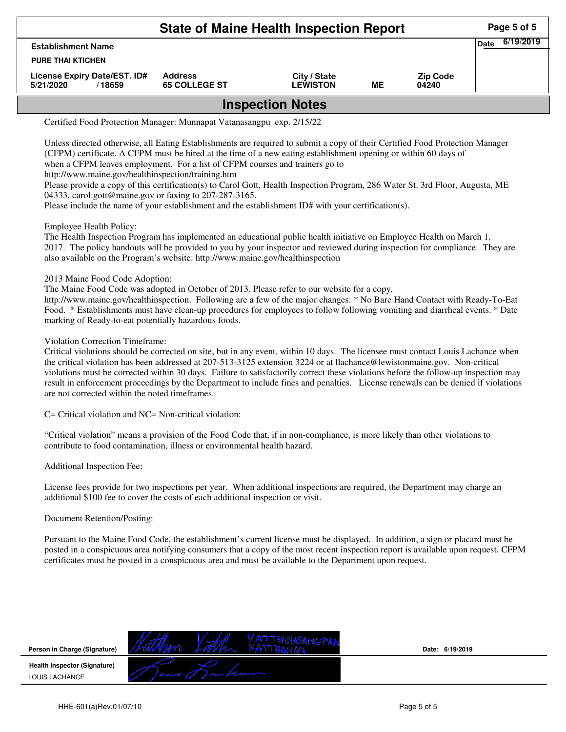# State of Maine Health Inspection Report

| Establishment Name | | | | | Date 6/19/2019 |
|---|---|---|---|---|---|
| PURE THAI KTICHEN | | | | | |
| License Expiry Date/EST. ID# | Address | City / State | | Zip Code | |
| 5/21/2020 / 18659 | 65 COLLEGE ST | LEWISTON | ME | 04240 | |

## Inspection Notes

Certified Food Protection Manager: Munnapat Vatanasangpu exp. 2/15/22

Unless directed otherwise, all Eating Establishments are required to submit a copy of their Certified Food Protection Manager (CFPM) certificate. A CFPM must be hired at the time of a new eating establishment opening or within 60 days of when a CFPM leaves employment. For a list of CFPM courses and trainers go to http://www.maine.gov/healthinspection/training.htm
Please provide a copy of this certification(s) to Carol Gott, Health Inspection Program, 286 Water St. 3rd Floor, Augusta, ME 04333, carol.gott@maine.gov or faxing to 207-287-3165.
Please include the name of your establishment and the establishment ID# with your certification(s).

Employee Health Policy:
The Health Inspection Program has implemented an educational public health initiative on Employee Health on March 1, 2017. The policy handouts will be provided to you by your inspector and reviewed during inspection for compliance. They are also available on the Program's website: http://www.maine.gov/healthinspection

2013 Maine Food Code Adoption:
The Maine Food Code was adopted in October of 2013. Please refer to our website for a copy, http://www.maine.gov/healthinspection. Following are a few of the major changes: * No Bare Hand Contact with Ready-To-Eat Food. * Establishments must have clean-up procedures for employees to follow following vomiting and diarrheal events. * Date marking of Ready-to-eat potentially hazardous foods.

Violation Correction Timeframe:
Critical violations should be corrected on site, but in any event, within 10 days. The licensee must contact Louis Lachance when the critical violation has been addressed at 207-513-3125 extension 3224 or at llachance@lewistonmaine.gov. Non-critical violations must be corrected within 30 days. Failure to satisfactorily correct these violations before the follow-up inspection may result in enforcement proceedings by the Department to include fines and penalties. License renewals can be denied if violations are not corrected within the noted timeframes.

C= Critical violation and NC= Non-critical violation:

"Critical violation" means a provision of the Food Code that, if in non-compliance, is more likely than other violations to contribute to food contamination, illness or environmental health hazard.

Additional Inspection Fee:

License fees provide for two inspections per year. When additional inspections are required, the Department may charge an additional $100 fee to cover the costs of each additional inspection or visit.

Document Retention/Posting:

Pursuant to the Maine Food Code, the establishment's current license must be displayed. In addition, a sign or placard must be posted in a conspicuous area notifying consumers that a copy of the most recent inspection report is available upon request. CFPM certificates must be posted in a conspicuous area and must be available to the Department upon request.

| | | |
|---|---|---|
| Person in Charge (Signature) | Nattham Vatth VATTHANASANGPAN NATTHANAN | Date: 6/19/2019 |
| Health Inspector (Signature) LOUIS LACHANCE | Louis Lachance | |

HHE-601(a)Rev.01/07/10